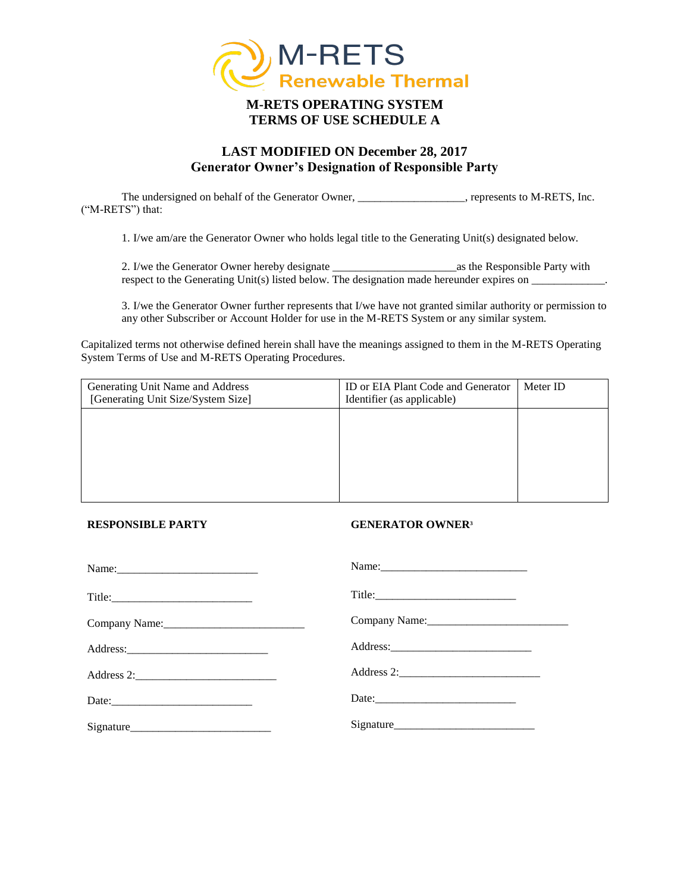M-RETS
Renewable Thermal

# M-RETS OPERATING SYSTEM
# TERMS OF USE SCHEDULE A

## LAST MODIFIED ON December 28, 2017
## Generator Owner's Designation of Responsible Party

The undersigned on behalf of the Generator Owner, __________________, represents to M-RETS, Inc. ("M-RETS") that:

1. I/we am/are the Generator Owner who holds legal title to the Generating Unit(s) designated below.

2. I/we the Generator Owner hereby designate _____________________as the Responsible Party with respect to the Generating Unit(s) listed below. The designation made hereunder expires on _____________.

3. I/we the Generator Owner further represents that I/we have not granted similar authority or permission to any other Subscriber or Account Holder for use in the M-RETS System or any similar system.

Capitalized terms not otherwise defined herein shall have the meanings assigned to them in the M-RETS Operating System Terms of Use and M-RETS Operating Procedures.

| Generating Unit Name and Address [Generating Unit Size/System Size] | ID or EIA Plant Code and Generator Identifier (as applicable) | Meter ID |
|---|---|---|
| | | |

**RESPONSIBLE PARTY**

Name:_________________________

Title:_________________________

Company Name:_________________________

Address:_________________________

Address 2:_________________________

Date:_________________________

Signature_________________________

**GENERATOR OWNER**[3]

Name:_________________________

Title:_________________________

Company Name:_________________________

Address:_________________________

Address 2:_________________________

Date:_________________________

Signature_________________________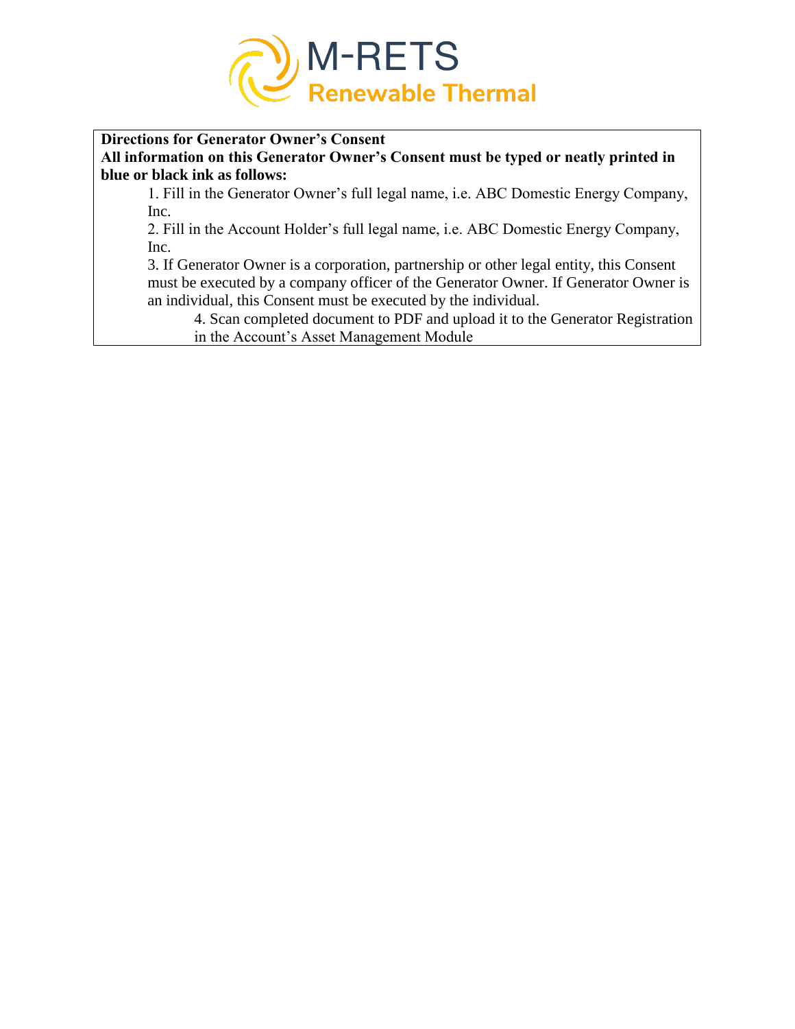M-RETS
Renewable Thermal

**Directions for Generator Owner's Consent**

**All information on this Generator Owner's Consent must be typed or neatly printed in blue or black ink as follows:**

1. Fill in the Generator Owner's full legal name, i.e. ABC Domestic Energy Company, Inc.
2. Fill in the Account Holder's full legal name, i.e. ABC Domestic Energy Company, Inc.
3. If Generator Owner is a corporation, partnership or other legal entity, this Consent must be executed by a company officer of the Generator Owner. If Generator Owner is an individual, this Consent must be executed by the individual.
4. Scan completed document to PDF and upload it to the Generator Registration in the Account's Asset Management Module